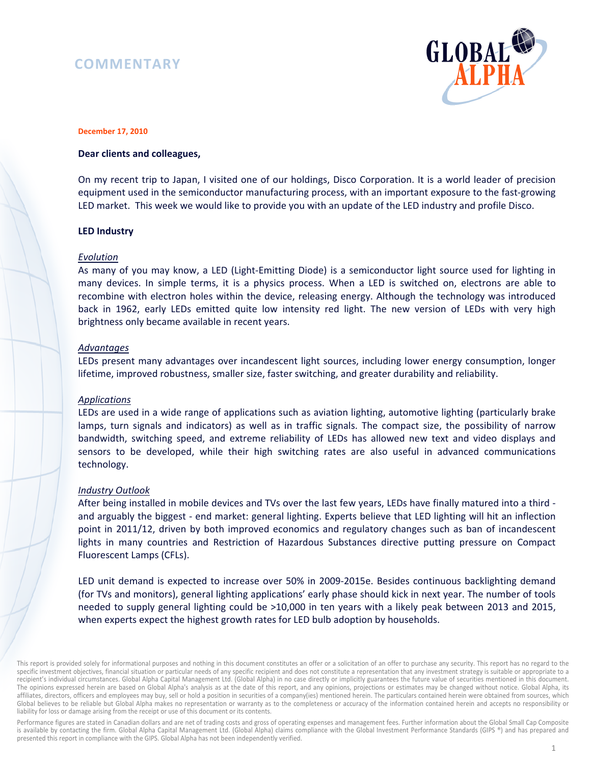# COMMENTARY

GLOBAL ALPHA

**December 17, 2010**

**Dear clients and colleagues,**

On my recent trip to Japan, I visited one of our holdings, Disco Corporation. It is a world leader of precision equipment used in the semiconductor manufacturing process, with an important exposure to the fast-growing LED market. This week we would like to provide you with an update of the LED industry and profile Disco.

## LED Industry

*Evolution*

As many of you may know, a LED (Light-Emitting Diode) is a semiconductor light source used for lighting in many devices. In simple terms, it is a physics process. When a LED is switched on, electrons are able to recombine with electron holes within the device, releasing energy. Although the technology was introduced back in 1962, early LEDs emitted quite low intensity red light. The new version of LEDs with very high brightness only became available in recent years.

*Advantages*

LEDs present many advantages over incandescent light sources, including lower energy consumption, longer lifetime, improved robustness, smaller size, faster switching, and greater durability and reliability.

*Applications*

LEDs are used in a wide range of applications such as aviation lighting, automotive lighting (particularly brake lamps, turn signals and indicators) as well as in traffic signals. The compact size, the possibility of narrow bandwidth, switching speed, and extreme reliability of LEDs has allowed new text and video displays and sensors to be developed, while their high switching rates are also useful in advanced communications technology.

*Industry Outlook*

After being installed in mobile devices and TVs over the last few years, LEDs have finally matured into a third - and arguably the biggest - end market: general lighting. Experts believe that LED lighting will hit an inflection point in 2011/12, driven by both improved economics and regulatory changes such as ban of incandescent lights in many countries and Restriction of Hazardous Substances directive putting pressure on Compact Fluorescent Lamps (CFLs).

LED unit demand is expected to increase over 50% in 2009-2015e. Besides continuous backlighting demand (for TVs and monitors), general lighting applications' early phase should kick in next year. The number of tools needed to supply general lighting could be >10,000 in ten years with a likely peak between 2013 and 2015, when experts expect the highest growth rates for LED bulb adoption by households.

This report is provided solely for informational purposes and nothing in this document constitutes an offer or a solicitation of an offer to purchase any security. This report has no regard to the specific investment objectives, financial situation or particular needs of any specific recipient and does not constitute a representation that any investment strategy is suitable or appropriate to a recipient's individual circumstances. Global Alpha Capital Management Ltd. (Global Alpha) in no case directly or implicitly guarantees the future value of securities mentioned in this document. The opinions expressed herein are based on Global Alpha's analysis as at the date of this report, and any opinions, projections or estimates may be changed without notice. Global Alpha, its affiliates, directors, officers and employees may buy, sell or hold a position in securities of a company(ies) mentioned herein. The particulars contained herein were obtained from sources, which Global believes to be reliable but Global Alpha makes no representation or warranty as to the completeness or accuracy of the information contained herein and accepts no responsibility or liability for loss or damage arising from the receipt or use of this document or its contents.

Performance figures are stated in Canadian dollars and are net of trading costs and gross of operating expenses and management fees. Further information about the Global Small Cap Composite is available by contacting the firm. Global Alpha Capital Management Ltd. (Global Alpha) claims compliance with the Global Investment Performance Standards (GIPS ®) and has prepared and presented this report in compliance with the GIPS. Global Alpha has not been independently verified.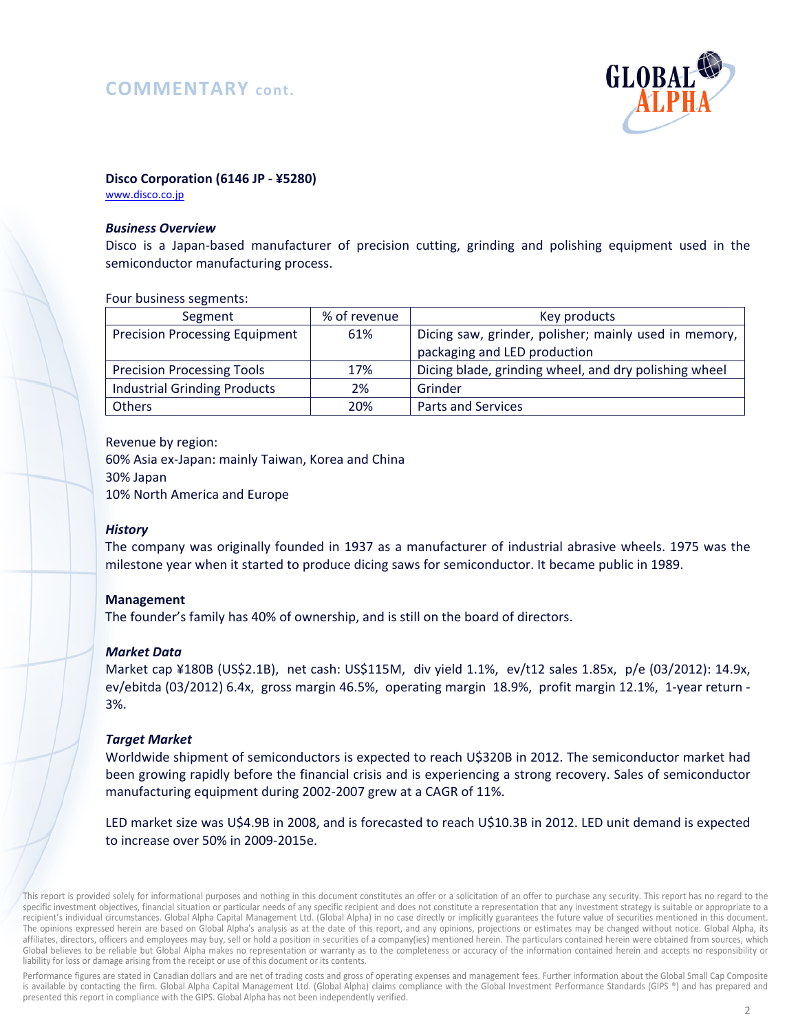## COMMENTARY cont.

**Disco Corporation (6146 JP - ¥5280)**
www.disco.co.jp

***Business Overview***

Disco is a Japan-based manufacturer of precision cutting, grinding and polishing equipment used in the semiconductor manufacturing process.

Four business segments:

| Segment | % of revenue | Key products |
|---|---|---|
| Precision Processing Equipment | 61% | Dicing saw, grinder, polisher; mainly used in memory, packaging and LED production |
| Precision Processing Tools | 17% | Dicing blade, grinding wheel, and dry polishing wheel |
| Industrial Grinding Products | 2% | Grinder |
| Others | 20% | Parts and Services |

Revenue by region:
60% Asia ex-Japan: mainly Taiwan, Korea and China
30% Japan
10% North America and Europe

***History***

The company was originally founded in 1937 as a manufacturer of industrial abrasive wheels. 1975 was the milestone year when it started to produce dicing saws for semiconductor. It became public in 1989.

**Management**

The founder's family has 40% of ownership, and is still on the board of directors.

***Market Data***

Market cap ¥180B (US$2.1B), net cash: US$115M, div yield 1.1%, ev/t12 sales 1.85x, p/e (03/2012): 14.9x, ev/ebitda (03/2012) 6.4x, gross margin 46.5%, operating margin 18.9%, profit margin 12.1%, 1-year return -3%.

***Target Market***

Worldwide shipment of semiconductors is expected to reach U$320B in 2012. The semiconductor market had been growing rapidly before the financial crisis and is experiencing a strong recovery. Sales of semiconductor manufacturing equipment during 2002-2007 grew at a CAGR of 11%.

LED market size was U$4.9B in 2008, and is forecasted to reach U$10.3B in 2012. LED unit demand is expected to increase over 50% in 2009-2015e.

This report is provided solely for informational purposes and nothing in this document constitutes an offer or a solicitation of an offer to purchase any security. This report has no regard to the specific investment objectives, financial situation or particular needs of any specific recipient and does not constitute a representation that any investment strategy is suitable or appropriate to a recipient's individual circumstances. Global Alpha Capital Management Ltd. (Global Alpha) in no case directly or implicitly guarantees the future value of securities mentioned in this document. The opinions expressed herein are based on Global Alpha's analysis as at the date of this report, and any opinions, projections or estimates may be changed without notice. Global Alpha, its affiliates, directors, officers and employees may buy, sell or hold a position in securities of a company(ies) mentioned herein. The particulars contained herein were obtained from sources, which Global believes to be reliable but Global Alpha makes no representation or warranty as to the completeness or accuracy of the information contained herein and accepts no responsibility or liability for loss or damage arising from the receipt or use of this document or its contents.

Performance figures are stated in Canadian dollars and are net of trading costs and gross of operating expenses and management fees. Further information about the Global Small Cap Composite is available by contacting the firm. Global Alpha Capital Management Ltd. (Global Alpha) claims compliance with the Global Investment Performance Standards (GIPS ®) and has prepared and presented this report in compliance with the GIPS. Global Alpha has not been independently verified.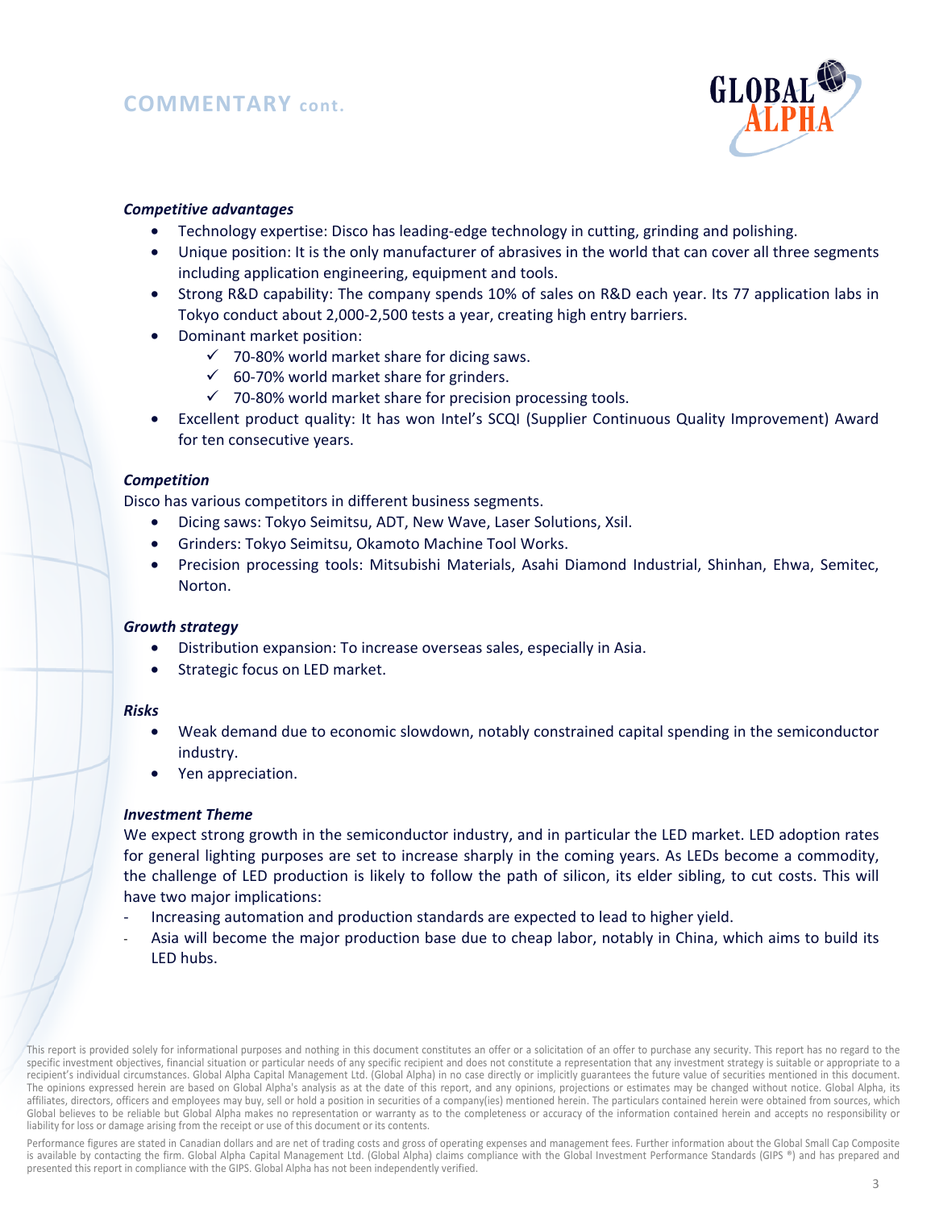# COMMENTARY cont.

### *Competitive advantages*

- Technology expertise: Disco has leading-edge technology in cutting, grinding and polishing.
- Unique position: It is the only manufacturer of abrasives in the world that can cover all three segments including application engineering, equipment and tools.
- Strong R&D capability: The company spends 10% of sales on R&D each year. Its 77 application labs in Tokyo conduct about 2,000-2,500 tests a year, creating high entry barriers.
- Dominant market position:
  - ✓ 70-80% world market share for dicing saws.
  - ✓ 60-70% world market share for grinders.
  - ✓ 70-80% world market share for precision processing tools.
- Excellent product quality: It has won Intel's SCQI (Supplier Continuous Quality Improvement) Award for ten consecutive years.

### *Competition*

Disco has various competitors in different business segments.

- Dicing saws: Tokyo Seimitsu, ADT, New Wave, Laser Solutions, Xsil.
- Grinders: Tokyo Seimitsu, Okamoto Machine Tool Works.
- Precision processing tools: Mitsubishi Materials, Asahi Diamond Industrial, Shinhan, Ehwa, Semitec, Norton.

### *Growth strategy*

- Distribution expansion: To increase overseas sales, especially in Asia.
- Strategic focus on LED market.

### *Risks*

- Weak demand due to economic slowdown, notably constrained capital spending in the semiconductor industry.
- Yen appreciation.

### *Investment Theme*

We expect strong growth in the semiconductor industry, and in particular the LED market. LED adoption rates for general lighting purposes are set to increase sharply in the coming years. As LEDs become a commodity, the challenge of LED production is likely to follow the path of silicon, its elder sibling, to cut costs. This will have two major implications:

- Increasing automation and production standards are expected to lead to higher yield.
- Asia will become the major production base due to cheap labor, notably in China, which aims to build its LED hubs.

This report is provided solely for informational purposes and nothing in this document constitutes an offer or a solicitation of an offer to purchase any security. This report has no regard to the specific investment objectives, financial situation or particular needs of any specific recipient and does not constitute a representation that any investment strategy is suitable or appropriate to a recipient's individual circumstances. Global Alpha Capital Management Ltd. (Global Alpha) in no case directly or implicitly guarantees the future value of securities mentioned in this document. The opinions expressed herein are based on Global Alpha's analysis as at the date of this report, and any opinions, projections or estimates may be changed without notice. Global Alpha, its affiliates, directors, officers and employees may buy, sell or hold a position in securities of a company(ies) mentioned herein. The particulars contained herein were obtained from sources, which Global believes to be reliable but Global Alpha makes no representation or warranty as to the completeness or accuracy of the information contained herein and accepts no responsibility or liability for loss or damage arising from the receipt or use of this document or its contents.

Performance figures are stated in Canadian dollars and are net of trading costs and gross of operating expenses and management fees. Further information about the Global Small Cap Composite is available by contacting the firm. Global Alpha Capital Management Ltd. (Global Alpha) claims compliance with the Global Investment Performance Standards (GIPS ®) and has prepared and presented this report in compliance with the GIPS. Global Alpha has not been independently verified.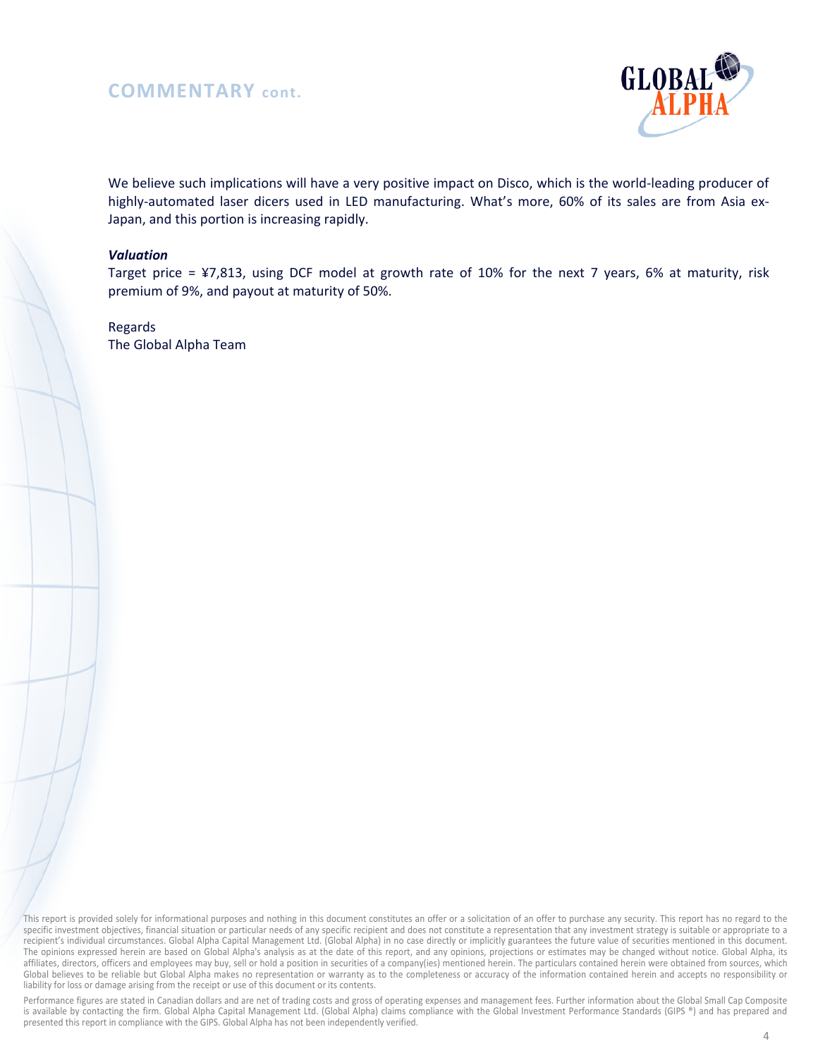We believe such implications will have a very positive impact on Disco, which is the world-leading producer of highly-automated laser dicers used in LED manufacturing. What's more, 60% of its sales are from Asia ex-Japan, and this portion is increasing rapidly.

***Valuation***

Target price = ¥7,813, using DCF model at growth rate of 10% for the next 7 years, 6% at maturity, risk premium of 9%, and payout at maturity of 50%.

Regards
The Global Alpha Team

This report is provided solely for informational purposes and nothing in this document constitutes an offer or a solicitation of an offer to purchase any security. This report has no regard to the specific investment objectives, financial situation or particular needs of any specific recipient and does not constitute a representation that any investment strategy is suitable or appropriate to a recipient's individual circumstances. Global Alpha Capital Management Ltd. (Global Alpha) in no case directly or implicitly guarantees the future value of securities mentioned in this document. The opinions expressed herein are based on Global Alpha's analysis as at the date of this report, and any opinions, projections or estimates may be changed without notice. Global Alpha, its affiliates, directors, officers and employees may buy, sell or hold a position in securities of a company(ies) mentioned herein. The particulars contained herein were obtained from sources, which Global believes to be reliable but Global Alpha makes no representation or warranty as to the completeness or accuracy of the information contained herein and accepts no responsibility or liability for loss or damage arising from the receipt or use of this document or its contents.

Performance figures are stated in Canadian dollars and are net of trading costs and gross of operating expenses and management fees. Further information about the Global Small Cap Composite is available by contacting the firm. Global Alpha Capital Management Ltd. (Global Alpha) claims compliance with the Global Investment Performance Standards (GIPS ®) and has prepared and presented this report in compliance with the GIPS. Global Alpha has not been independently verified.